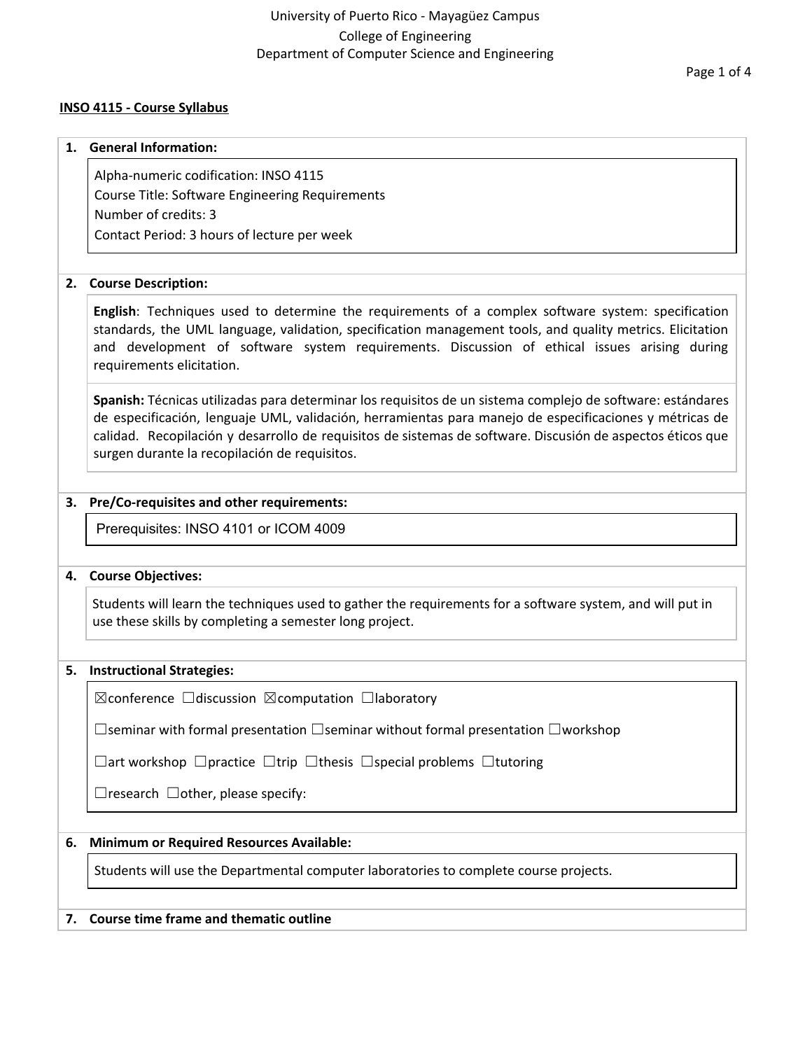University of Puerto Rico - Mayagüez Campus
College of Engineering
Department of Computer Science and Engineering

**INSO 4115 - Course Syllabus**

## 1. General Information:

Alpha-numeric codification: INSO 4115
Course Title: Software Engineering Requirements
Number of credits: 3
Contact Period: 3 hours of lecture per week

## 2. Course Description:

**English**: Techniques used to determine the requirements of a complex software system: specification standards, the UML language, validation, specification management tools, and quality metrics. Elicitation and development of software system requirements. Discussion of ethical issues arising during requirements elicitation.

**Spanish:** Técnicas utilizadas para determinar los requisitos de un sistema complejo de software: estándares de especificación, lenguaje UML, validación, herramientas para manejo de especificaciones y métricas de calidad. Recopilación y desarrollo de requisitos de sistemas de software. Discusión de aspectos éticos que surgen durante la recopilación de requisitos.

## 3. Pre/Co-requisites and other requirements:

Prerequisites: INSO 4101 or ICOM 4009

## 4. Course Objectives:

Students will learn the techniques used to gather the requirements for a software system, and will put in use these skills by completing a semester long project.

## 5. Instructional Strategies:

☒conference ☐discussion ☒computation ☐laboratory

☐seminar with formal presentation ☐seminar without formal presentation ☐workshop

☐art workshop ☐practice ☐trip ☐thesis ☐special problems ☐tutoring

☐research ☐other, please specify:

## 6. Minimum or Required Resources Available:

Students will use the Departmental computer laboratories to complete course projects.

## 7. Course time frame and thematic outline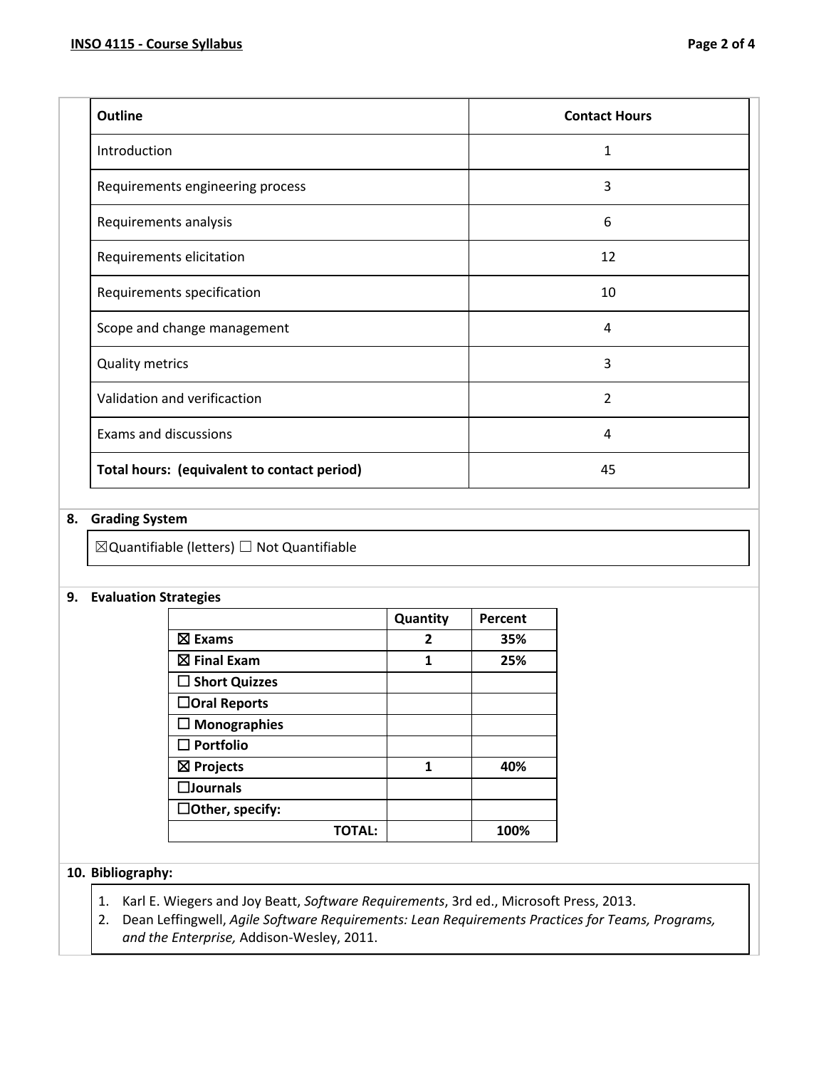| Outline | Contact Hours |
|---|---|
| Introduction | 1 |
| Requirements engineering process | 3 |
| Requirements analysis | 6 |
| Requirements elicitation | 12 |
| Requirements specification | 10 |
| Scope and change management | 4 |
| Quality metrics | 3 |
| Validation and verificaction | 2 |
| Exams and discussions | 4 |
| **Total hours: (equivalent to contact period)** | 45 |

## 8. Grading System

☒Quantifiable (letters) ☐ Not Quantifiable

## 9. Evaluation Strategies

| | Quantity | Percent |
|---|---|---|
| ☒ **Exams** | **2** | **35%** |
| ☒ **Final Exam** | **1** | **25%** |
| ☐ **Short Quizzes** | | |
| ☐**Oral Reports** | | |
| ☐ **Monographies** | | |
| ☐ **Portfolio** | | |
| ☒ **Projects** | **1** | **40%** |
| ☐**Journals** | | |
| ☐**Other, specify:** | | |
| **TOTAL:** | | **100%** |

## 10. Bibliography:

1. Karl E. Wiegers and Joy Beatt, *Software Requirements*, 3rd ed., Microsoft Press, 2013.
2. Dean Leffingwell, *Agile Software Requirements: Lean Requirements Practices for Teams, Programs, and the Enterprise,* Addison-Wesley, 2011.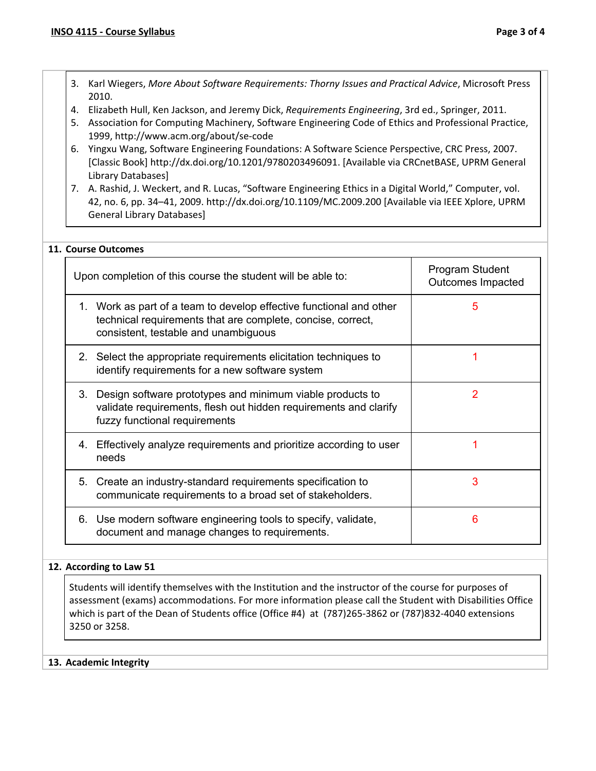3. Karl Wiegers, *More About Software Requirements: Thorny Issues and Practical Advice*, Microsoft Press 2010.
4. Elizabeth Hull, Ken Jackson, and Jeremy Dick, *Requirements Engineering*, 3rd ed., Springer, 2011.
5. Association for Computing Machinery, Software Engineering Code of Ethics and Professional Practice, 1999, http://www.acm.org/about/se-code
6. Yingxu Wang, Software Engineering Foundations: A Software Science Perspective, CRC Press, 2007. [Classic Book] http://dx.doi.org/10.1201/9780203496091. [Available via CRCnetBASE, UPRM General Library Databases]
7. A. Rashid, J. Weckert, and R. Lucas, "Software Engineering Ethics in a Digital World," Computer, vol. 42, no. 6, pp. 34–41, 2009. http://dx.doi.org/10.1109/MC.2009.200 [Available via IEEE Xplore, UPRM General Library Databases]

## 11. Course Outcomes

| Upon completion of this course the student will be able to: | Program Student Outcomes Impacted |
|---|---|
| 1. Work as part of a team to develop effective functional and other technical requirements that are complete, concise, correct, consistent, testable and unambiguous | 5 |
| 2. Select the appropriate requirements elicitation techniques to identify requirements for a new software system | 1 |
| 3. Design software prototypes and minimum viable products to validate requirements, flesh out hidden requirements and clarify fuzzy functional requirements | 2 |
| 4. Effectively analyze requirements and prioritize according to user needs | 1 |
| 5. Create an industry-standard requirements specification to communicate requirements to a broad set of stakeholders. | 3 |
| 6. Use modern software engineering tools to specify, validate, document and manage changes to requirements. | 6 |

## 12. According to Law 51

Students will identify themselves with the Institution and the instructor of the course for purposes of assessment (exams) accommodations. For more information please call the Student with Disabilities Office which is part of the Dean of Students office (Office #4) at (787)265-3862 or (787)832-4040 extensions 3250 or 3258.

## 13. Academic Integrity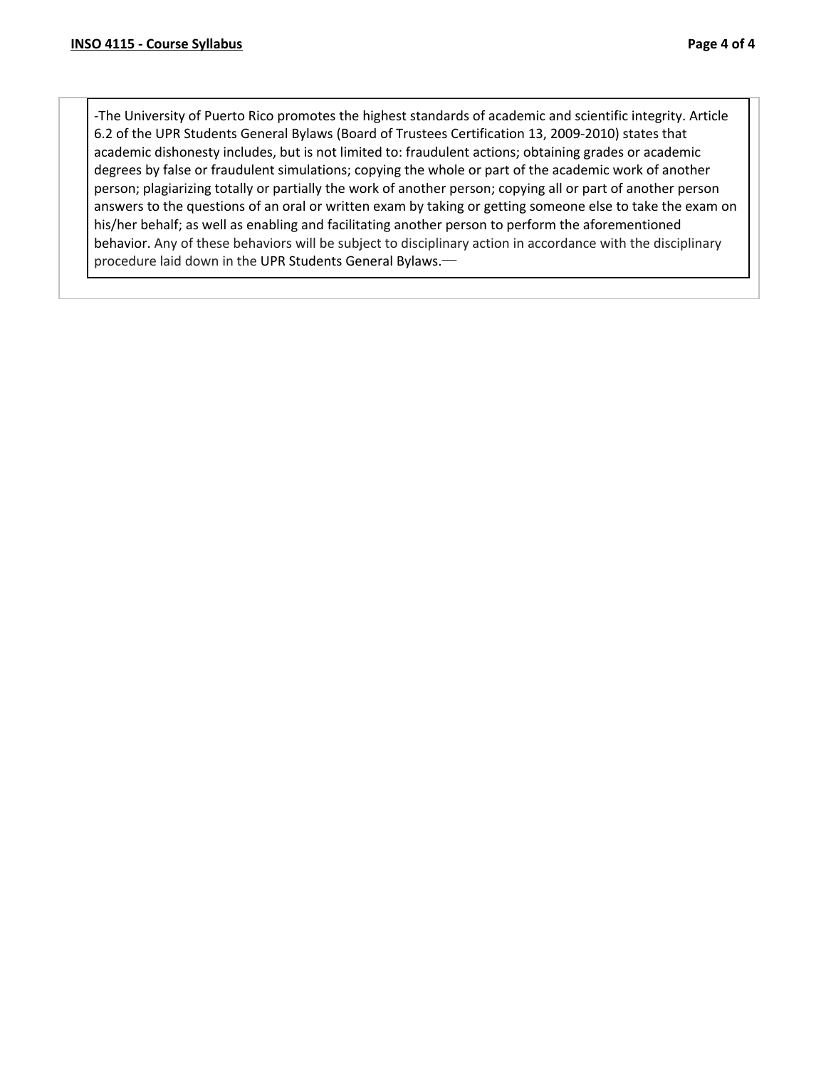-The University of Puerto Rico promotes the highest standards of academic and scientific integrity. Article 6.2 of the UPR Students General Bylaws (Board of Trustees Certification 13, 2009-2010) states that academic dishonesty includes, but is not limited to: fraudulent actions; obtaining grades or academic degrees by false or fraudulent simulations; copying the whole or part of the academic work of another person; plagiarizing totally or partially the work of another person; copying all or part of another person answers to the questions of an oral or written exam by taking or getting someone else to take the exam on his/her behalf; as well as enabling and facilitating another person to perform the aforementioned behavior. Any of these behaviors will be subject to disciplinary action in accordance with the disciplinary procedure laid down in the UPR Students General Bylaws.